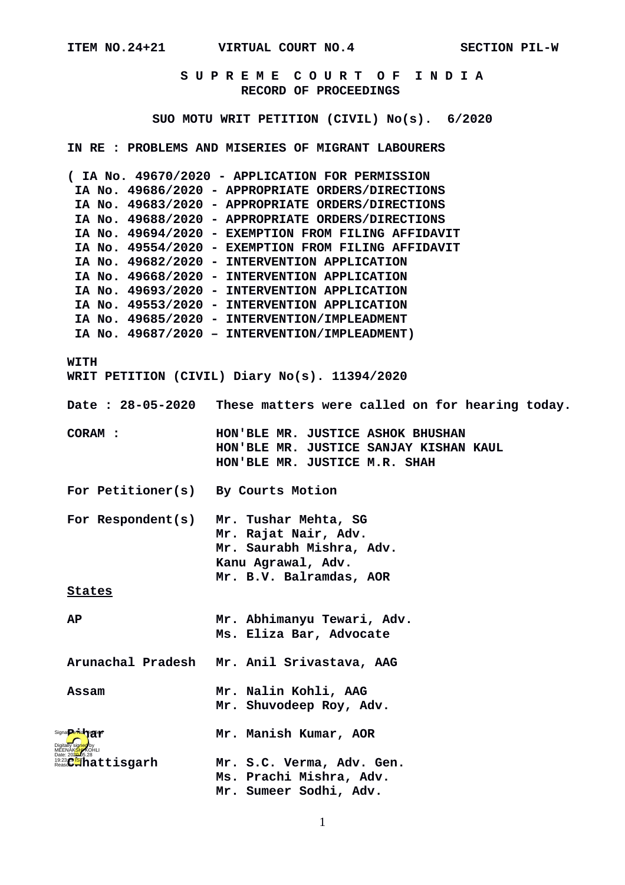**ITEM NO.24+21 VIRTUAL COURT NO.4 SECTION PIL-W**

# S U P R E M E C O U R T O F I N D I A
## RECORD OF PROCEEDINGS

**SUO MOTU WRIT PETITION (CIVIL) No(s). 6/2020**

**IN RE : PROBLEMS AND MISERIES OF MIGRANT LABOURERS**

**( IA No. 49670/2020 - APPLICATION FOR PERMISSION**
**IA No. 49686/2020 - APPROPRIATE ORDERS/DIRECTIONS**
**IA No. 49683/2020 - APPROPRIATE ORDERS/DIRECTIONS**
**IA No. 49688/2020 - APPROPRIATE ORDERS/DIRECTIONS**
**IA No. 49694/2020 - EXEMPTION FROM FILING AFFIDAVIT**
**IA No. 49554/2020 - EXEMPTION FROM FILING AFFIDAVIT**
**IA No. 49682/2020 - INTERVENTION APPLICATION**
**IA No. 49668/2020 - INTERVENTION APPLICATION**
**IA No. 49693/2020 - INTERVENTION APPLICATION**
**IA No. 49553/2020 - INTERVENTION APPLICATION**
**IA No. 49685/2020 - INTERVENTION/IMPLEADMENT**
**IA No. 49687/2020 – INTERVENTION/IMPLEADMENT)**

**WITH**
**WRIT PETITION (CIVIL) Diary No(s). 11394/2020**

**Date : 28-05-2020** These matters were called on for hearing today.

**CORAM :**
HON'BLE MR. JUSTICE ASHOK BHUSHAN
HON'BLE MR. JUSTICE SANJAY KISHAN KAUL
HON'BLE MR. JUSTICE M.R. SHAH

**For Petitioner(s)** By Courts Motion

**For Respondent(s)**
Mr. Tushar Mehta, SG
Mr. Rajat Nair, Adv.
Mr. Saurabh Mishra, Adv.
Kanu Agrawal, Adv.
Mr. B.V. Balramdas, AOR

**States**

**AP**
Mr. Abhimanyu Tewari, Adv.
Ms. Eliza Bar, Advocate

**Arunachal Pradesh** Mr. Anil Srivastava, AAG

**Assam**
Mr. Nalin Kohli, AAG
Mr. Shuvodeep Roy, Adv.

**Bihar** Mr. Manish Kumar, AOR

**Chhattisgarh**
Mr. S.C. Verma, Adv. Gen.
Ms. Prachi Mishra, Adv.
Mr. Sumeer Sodhi, Adv.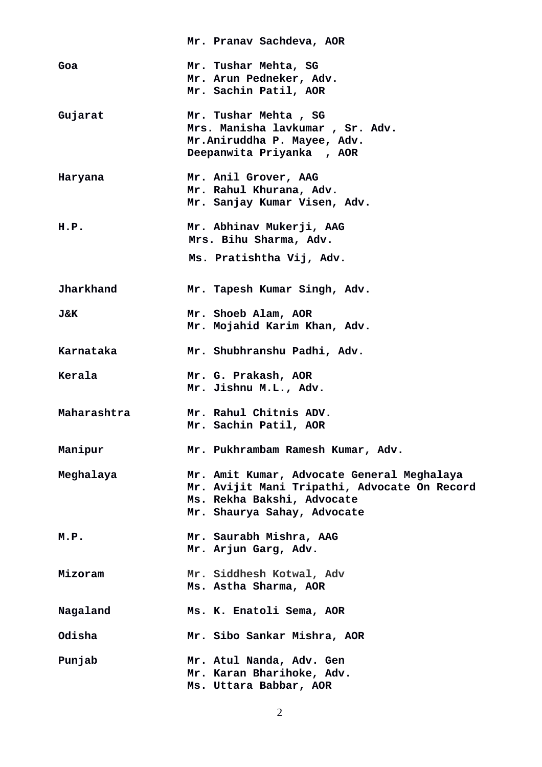| | |
|---|---|
| | **Mr. Pranav Sachdeva, AOR** |
| **Goa** | **Mr. Tushar Mehta, SG**<br>**Mr. Arun Pedneker, Adv.**<br>**Mr. Sachin Patil, AOR** |
| **Gujarat** | **Mr. Tushar Mehta , SG**<br>**Mrs. Manisha lavkumar , Sr. Adv.**<br>**Mr.Aniruddha P. Mayee, Adv.**<br>**Deepanwita Priyanka , AOR** |
| **Haryana** | **Mr. Anil Grover, AAG**<br>**Mr. Rahul Khurana, Adv.**<br>**Mr. Sanjay Kumar Visen, Adv.** |
| **H.P.** | **Mr. Abhinav Mukerji, AAG**<br>**Mrs. Bihu Sharma, Adv.**<br>**Ms. Pratishtha Vij, Adv.** |
| **Jharkhand** | **Mr. Tapesh Kumar Singh, Adv.** |
| **J&K** | **Mr. Shoeb Alam, AOR**<br>**Mr. Mojahid Karim Khan, Adv.** |
| **Karnataka** | **Mr. Shubhranshu Padhi, Adv.** |
| **Kerala** | **Mr. G. Prakash, AOR**<br>**Mr. Jishnu M.L., Adv.** |
| **Maharashtra** | **Mr. Rahul Chitnis ADV.**<br>**Mr. Sachin Patil, AOR** |
| **Manipur** | **Mr. Pukhrambam Ramesh Kumar, Adv.** |
| **Meghalaya** | **Mr. Amit Kumar, Advocate General Meghalaya**<br>**Mr. Avijit Mani Tripathi, Advocate On Record**<br>**Ms. Rekha Bakshi, Advocate**<br>**Mr. Shaurya Sahay, Advocate** |
| **M.P.** | **Mr. Saurabh Mishra, AAG**<br>**Mr. Arjun Garg, Adv.** |
| **Mizoram** | **Mr. Siddhesh Kotwal, Adv**<br>**Ms. Astha Sharma, AOR** |
| **Nagaland** | **Ms. K. Enatoli Sema, AOR** |
| **Odisha** | **Mr. Sibo Sankar Mishra, AOR** |
| **Punjab** | **Mr. Atul Nanda, Adv. Gen**<br>**Mr. Karan Bharihoke, Adv.**<br>**Ms. Uttara Babbar, AOR** |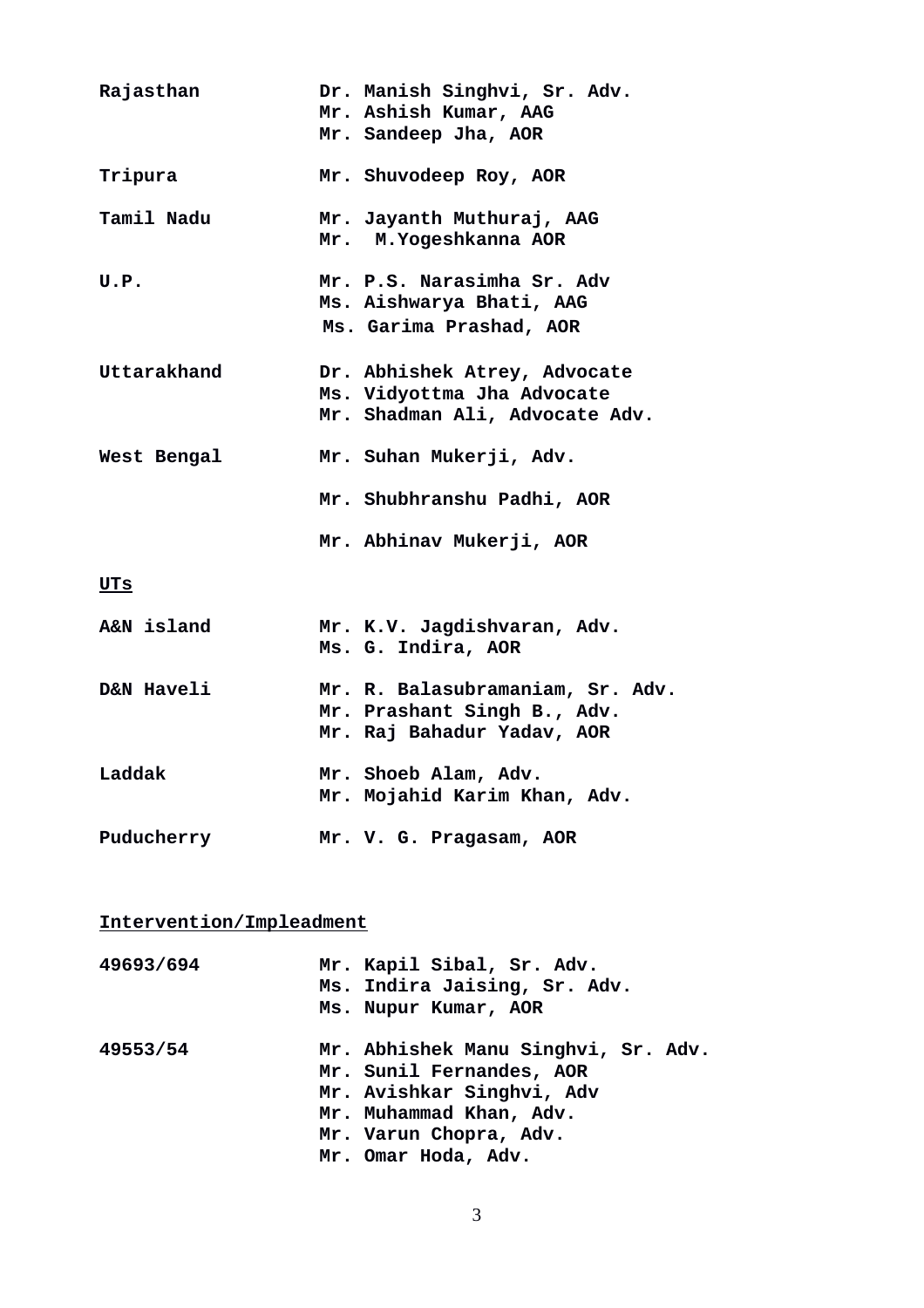| | |
|---|---|
| **Rajasthan** | **Dr. Manish Singhvi, Sr. Adv.**<br>**Mr. Ashish Kumar, AAG**<br>**Mr. Sandeep Jha, AOR** |
| **Tripura** | **Mr. Shuvodeep Roy, AOR** |
| **Tamil Nadu** | **Mr. Jayanth Muthuraj, AAG**<br>**Mr. M.Yogeshkanna AOR** |
| **U.P.** | **Mr. P.S. Narasimha Sr. Adv**<br>**Ms. Aishwarya Bhati, AAG**<br>**Ms. Garima Prashad, AOR** |
| **Uttarakhand** | **Dr. Abhishek Atrey, Advocate**<br>**Ms. Vidyottma Jha Advocate**<br>**Mr. Shadman Ali, Advocate Adv.** |
| **West Bengal** | **Mr. Suhan Mukerji, Adv.**<br>**Mr. Shubhranshu Padhi, AOR**<br>**Mr. Abhinav Mukerji, AOR** |

**<u>UTs</u>**

| | |
|---|---|
| **A&N island** | **Mr. K.V. Jagdishvaran, Adv.**<br>**Ms. G. Indira, AOR** |
| **D&N Haveli** | **Mr. R. Balasubramaniam, Sr. Adv.**<br>**Mr. Prashant Singh B., Adv.**<br>**Mr. Raj Bahadur Yadav, AOR** |
| **Laddak** | **Mr. Shoeb Alam, Adv.**<br>**Mr. Mojahid Karim Khan, Adv.** |
| **Puducherry** | **Mr. V. G. Pragasam, AOR** |

**<u>Intervention/Impleadment</u>**

| | |
|---|---|
| **49693/694** | **Mr. Kapil Sibal, Sr. Adv.**<br>**Ms. Indira Jaising, Sr. Adv.**<br>**Ms. Nupur Kumar, AOR** |
| **49553/54** | **Mr. Abhishek Manu Singhvi, Sr. Adv.**<br>**Mr. Sunil Fernandes, AOR**<br>**Mr. Avishkar Singhvi, Adv**<br>**Mr. Muhammad Khan, Adv.**<br>**Mr. Varun Chopra, Adv.**<br>**Mr. Omar Hoda, Adv.** |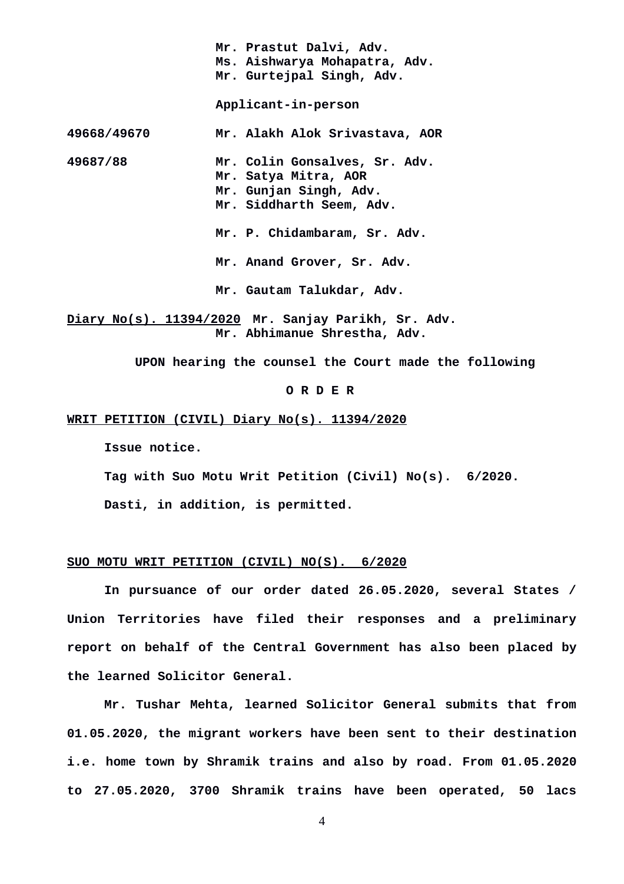Mr. Prastut Dalvi, Adv.
Ms. Aishwarya Mohapatra, Adv.
Mr. Gurtejpal Singh, Adv.

Applicant-in-person

49668/49670 Mr. Alakh Alok Srivastava, AOR

49687/88 Mr. Colin Gonsalves, Sr. Adv.
Mr. Satya Mitra, AOR
Mr. Gunjan Singh, Adv.
Mr. Siddharth Seem, Adv.

Mr. P. Chidambaram, Sr. Adv.

Mr. Anand Grover, Sr. Adv.

Mr. Gautam Talukdar, Adv.

**Diary No(s). 11394/2020** Mr. Sanjay Parikh, Sr. Adv.
Mr. Abhimanue Shrestha, Adv.

UPON hearing the counsel the Court made the following

**O R D E R**

**WRIT PETITION (CIVIL) Diary No(s). 11394/2020**

Issue notice.

Tag with Suo Motu Writ Petition (Civil) No(s). 6/2020.

Dasti, in addition, is permitted.

**SUO MOTU WRIT PETITION (CIVIL) NO(S). 6/2020**

In pursuance of our order dated 26.05.2020, several States / Union Territories have filed their responses and a preliminary report on behalf of the Central Government has also been placed by the learned Solicitor General.

Mr. Tushar Mehta, learned Solicitor General submits that from 01.05.2020, the migrant workers have been sent to their destination i.e. home town by Shramik trains and also by road. From 01.05.2020 to 27.05.2020, 3700 Shramik trains have been operated, 50 lacs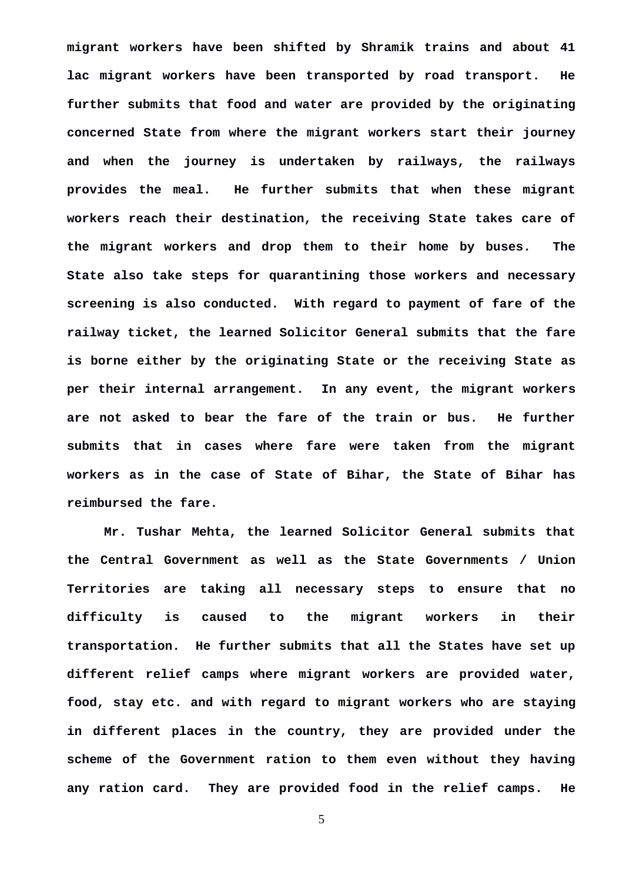**migrant workers have been shifted by Shramik trains and about 41 lac migrant workers have been transported by road transport. He further submits that food and water are provided by the originating concerned State from where the migrant workers start their journey and when the journey is undertaken by railways, the railways provides the meal. He further submits that when these migrant workers reach their destination, the receiving State takes care of the migrant workers and drop them to their home by buses. The State also take steps for quarantining those workers and necessary screening is also conducted. With regard to payment of fare of the railway ticket, the learned Solicitor General submits that the fare is borne either by the originating State or the receiving State as per their internal arrangement. In any event, the migrant workers are not asked to bear the fare of the train or bus. He further submits that in cases where fare were taken from the migrant workers as in the case of State of Bihar, the State of Bihar has reimbursed the fare.**

**Mr. Tushar Mehta, the learned Solicitor General submits that the Central Government as well as the State Governments / Union Territories are taking all necessary steps to ensure that no difficulty is caused to the migrant workers in their transportation. He further submits that all the States have set up different relief camps where migrant workers are provided water, food, stay etc. and with regard to migrant workers who are staying in different places in the country, they are provided under the scheme of the Government ration to them even without they having any ration card. They are provided food in the relief camps. He**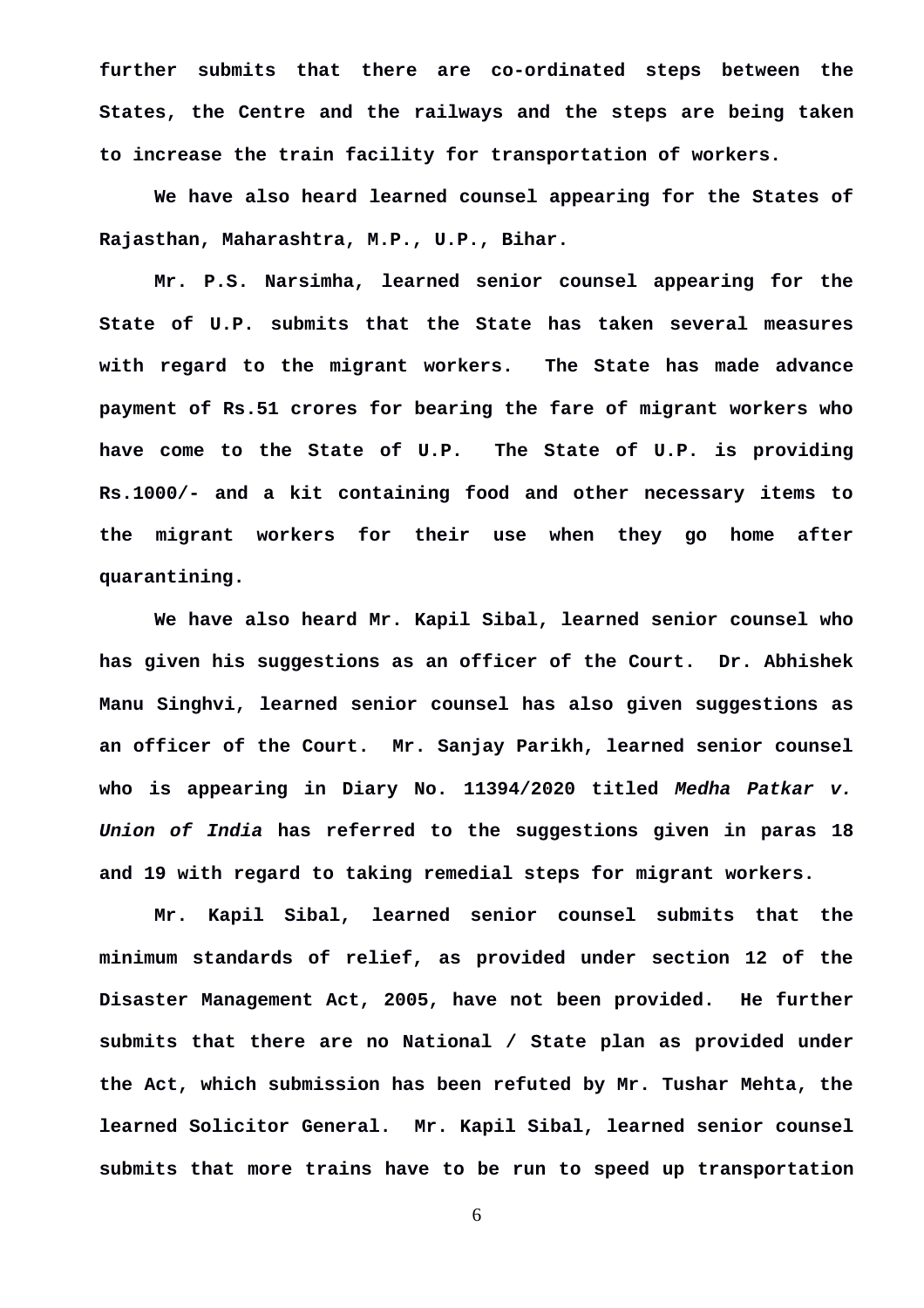**further submits that there are co-ordinated steps between the States, the Centre and the railways and the steps are being taken to increase the train facility for transportation of workers.**

**We have also heard learned counsel appearing for the States of Rajasthan, Maharashtra, M.P., U.P., Bihar.**

**Mr. P.S. Narsimha, learned senior counsel appearing for the State of U.P. submits that the State has taken several measures with regard to the migrant workers. The State has made advance payment of Rs.51 crores for bearing the fare of migrant workers who have come to the State of U.P. The State of U.P. is providing Rs.1000/- and a kit containing food and other necessary items to the migrant workers for their use when they go home after quarantining.**

**We have also heard Mr. Kapil Sibal, learned senior counsel who has given his suggestions as an officer of the Court. Dr. Abhishek Manu Singhvi, learned senior counsel has also given suggestions as an officer of the Court. Mr. Sanjay Parikh, learned senior counsel who is appearing in Diary No. 11394/2020 titled *Medha Patkar v. Union of India* has referred to the suggestions given in paras 18 and 19 with regard to taking remedial steps for migrant workers.**

**Mr. Kapil Sibal, learned senior counsel submits that the minimum standards of relief, as provided under section 12 of the Disaster Management Act, 2005, have not been provided. He further submits that there are no National / State plan as provided under the Act, which submission has been refuted by Mr. Tushar Mehta, the learned Solicitor General. Mr. Kapil Sibal, learned senior counsel submits that more trains have to be run to speed up transportation**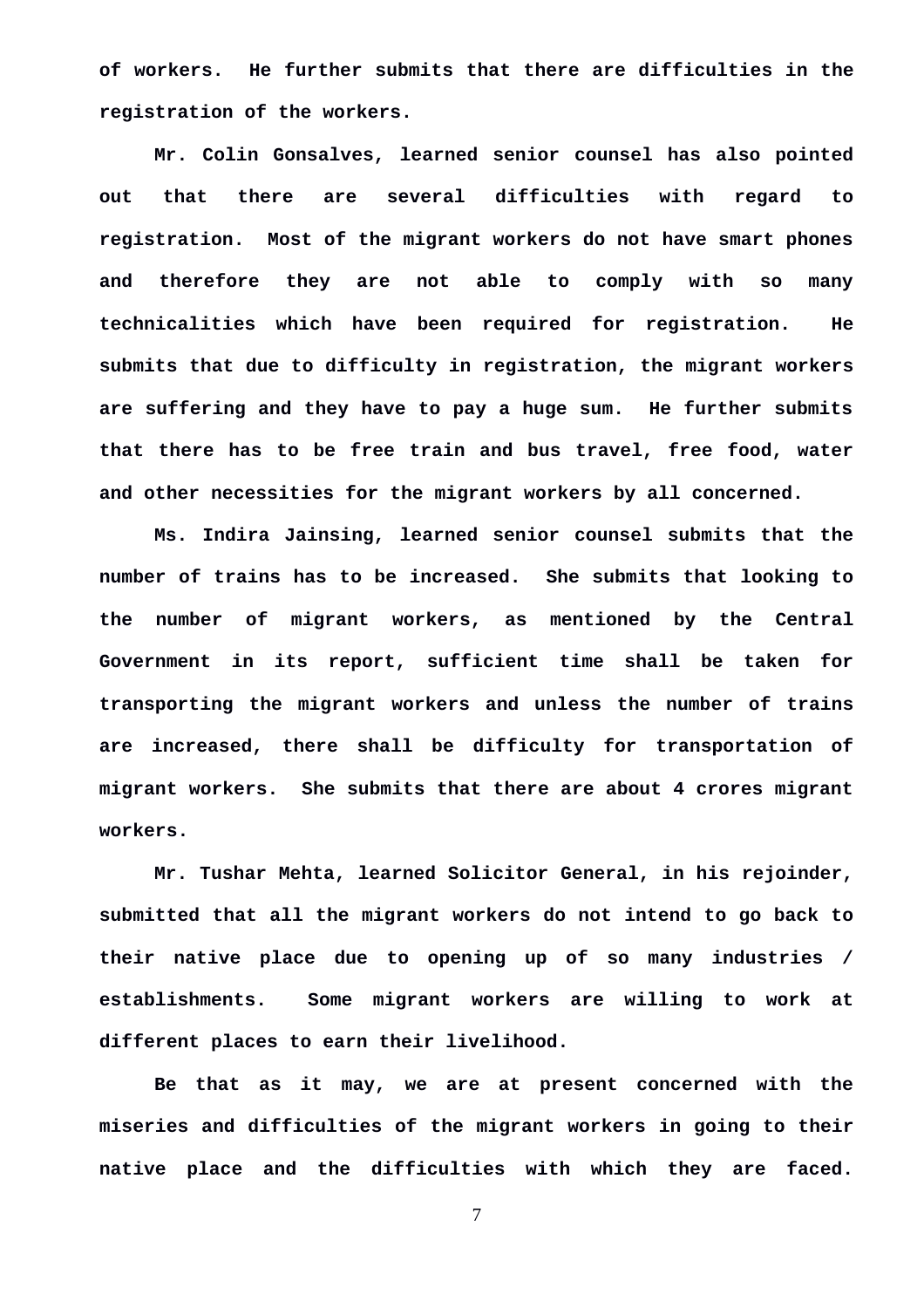of workers. He further submits that there are difficulties in the registration of the workers.

Mr. Colin Gonsalves, learned senior counsel has also pointed out that there are several difficulties with regard to registration. Most of the migrant workers do not have smart phones and therefore they are not able to comply with so many technicalities which have been required for registration. He submits that due to difficulty in registration, the migrant workers are suffering and they have to pay a huge sum. He further submits that there has to be free train and bus travel, free food, water and other necessities for the migrant workers by all concerned.

Ms. Indira Jainsing, learned senior counsel submits that the number of trains has to be increased. She submits that looking to the number of migrant workers, as mentioned by the Central Government in its report, sufficient time shall be taken for transporting the migrant workers and unless the number of trains are increased, there shall be difficulty for transportation of migrant workers. She submits that there are about 4 crores migrant workers.

Mr. Tushar Mehta, learned Solicitor General, in his rejoinder, submitted that all the migrant workers do not intend to go back to their native place due to opening up of so many industries / establishments. Some migrant workers are willing to work at different places to earn their livelihood.

Be that as it may, we are at present concerned with the miseries and difficulties of the migrant workers in going to their native place and the difficulties with which they are faced.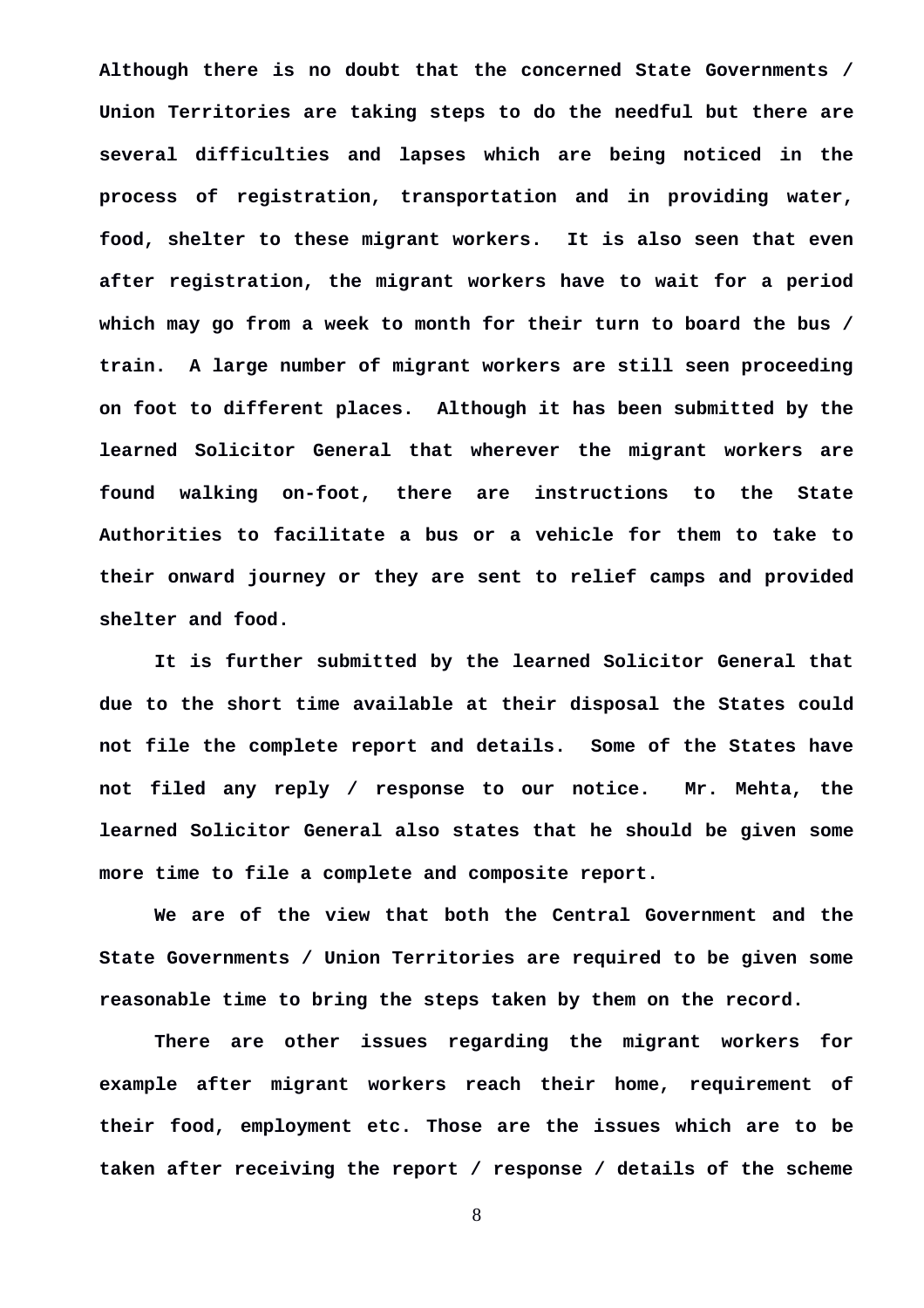**Although there is no doubt that the concerned State Governments / Union Territories are taking steps to do the needful but there are several difficulties and lapses which are being noticed in the process of registration, transportation and in providing water, food, shelter to these migrant workers. It is also seen that even after registration, the migrant workers have to wait for a period which may go from a week to month for their turn to board the bus / train. A large number of migrant workers are still seen proceeding on foot to different places. Although it has been submitted by the learned Solicitor General that wherever the migrant workers are found walking on-foot, there are instructions to the State Authorities to facilitate a bus or a vehicle for them to take to their onward journey or they are sent to relief camps and provided shelter and food.**

**It is further submitted by the learned Solicitor General that due to the short time available at their disposal the States could not file the complete report and details. Some of the States have not filed any reply / response to our notice. Mr. Mehta, the learned Solicitor General also states that he should be given some more time to file a complete and composite report.**

**We are of the view that both the Central Government and the State Governments / Union Territories are required to be given some reasonable time to bring the steps taken by them on the record.**

**There are other issues regarding the migrant workers for example after migrant workers reach their home, requirement of their food, employment etc. Those are the issues which are to be taken after receiving the report / response / details of the scheme**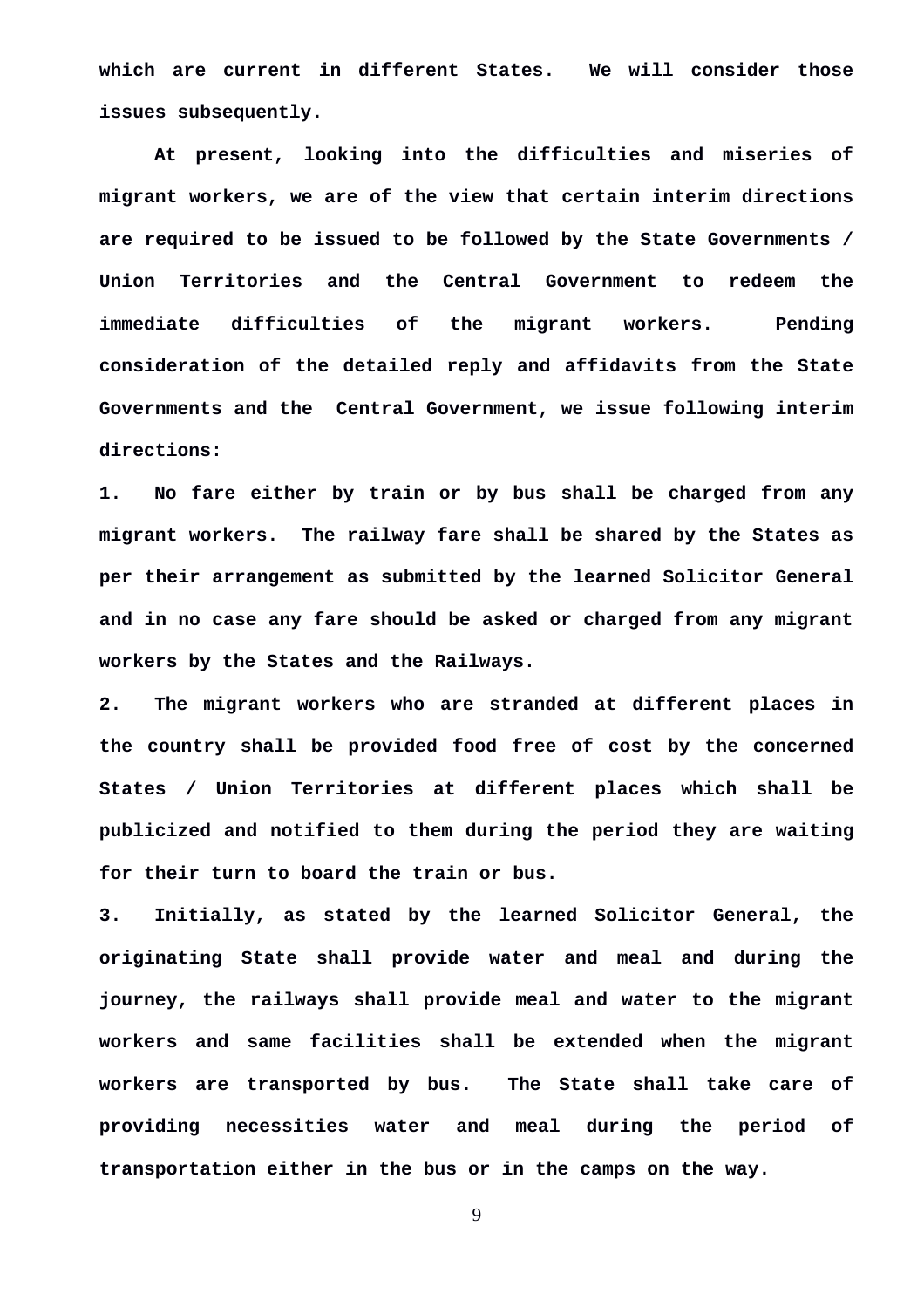**which are current in different States. We will consider those issues subsequently.**

**At present, looking into the difficulties and miseries of migrant workers, we are of the view that certain interim directions are required to be issued to be followed by the State Governments / Union Territories and the Central Government to redeem the immediate difficulties of the migrant workers. Pending consideration of the detailed reply and affidavits from the State Governments and the Central Government, we issue following interim directions:**

**1. No fare either by train or by bus shall be charged from any migrant workers. The railway fare shall be shared by the States as per their arrangement as submitted by the learned Solicitor General and in no case any fare should be asked or charged from any migrant workers by the States and the Railways.**

**2. The migrant workers who are stranded at different places in the country shall be provided food free of cost by the concerned States / Union Territories at different places which shall be publicized and notified to them during the period they are waiting for their turn to board the train or bus.**

**3. Initially, as stated by the learned Solicitor General, the originating State shall provide water and meal and during the journey, the railways shall provide meal and water to the migrant workers and same facilities shall be extended when the migrant workers are transported by bus. The State shall take care of providing necessities water and meal during the period of transportation either in the bus or in the camps on the way.**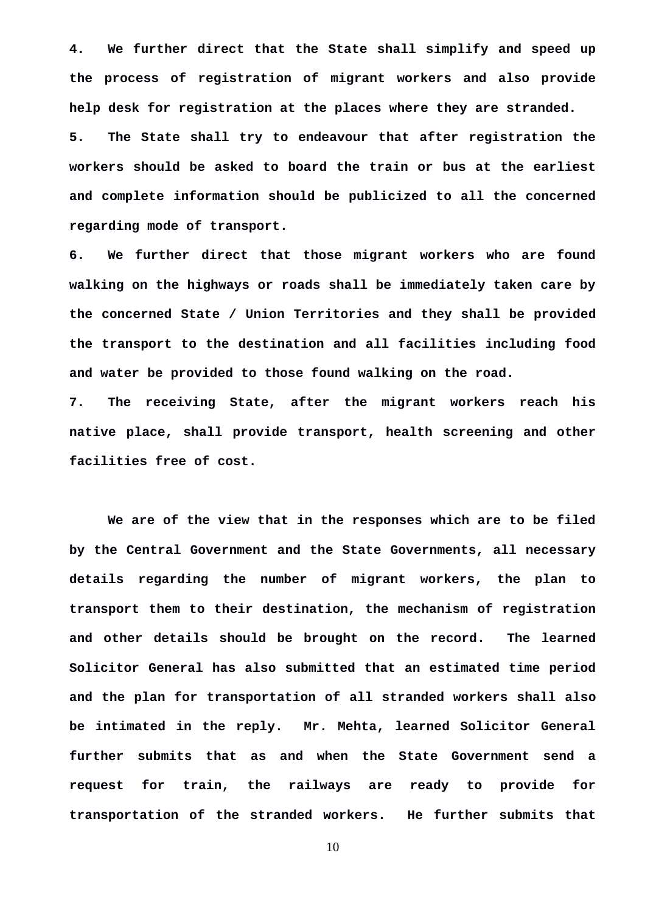**4. We further direct that the State shall simplify and speed up the process of registration of migrant workers and also provide help desk for registration at the places where they are stranded.**

**5. The State shall try to endeavour that after registration the workers should be asked to board the train or bus at the earliest and complete information should be publicized to all the concerned regarding mode of transport.**

**6. We further direct that those migrant workers who are found walking on the highways or roads shall be immediately taken care by the concerned State / Union Territories and they shall be provided the transport to the destination and all facilities including food and water be provided to those found walking on the road.**

**7. The receiving State, after the migrant workers reach his native place, shall provide transport, health screening and other facilities free of cost.**

**We are of the view that in the responses which are to be filed by the Central Government and the State Governments, all necessary details regarding the number of migrant workers, the plan to transport them to their destination, the mechanism of registration and other details should be brought on the record. The learned Solicitor General has also submitted that an estimated time period and the plan for transportation of all stranded workers shall also be intimated in the reply. Mr. Mehta, learned Solicitor General further submits that as and when the State Government send a request for train, the railways are ready to provide for transportation of the stranded workers. He further submits that**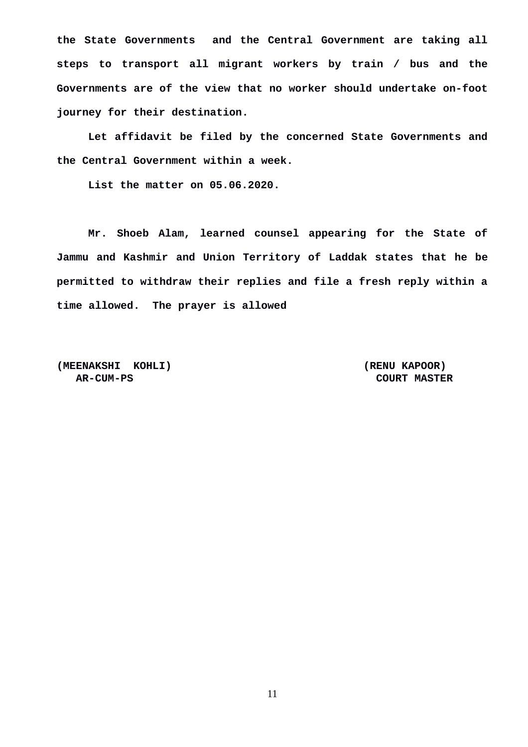**the State Governments and the Central Government are taking all steps to transport all migrant workers by train / bus and the Governments are of the view that no worker should undertake on-foot journey for their destination.**

**Let affidavit be filed by the concerned State Governments and the Central Government within a week.**

**List the matter on 05.06.2020.**

**Mr. Shoeb Alam, learned counsel appearing for the State of Jammu and Kashmir and Union Territory of Laddak states that he be permitted to withdraw their replies and file a fresh reply within a time allowed. The prayer is allowed**

| | |
|---|---|
| **(MEENAKSHI KOHLI)** | **(RENU KAPOOR)** |
| **AR-CUM-PS** | **COURT MASTER** |